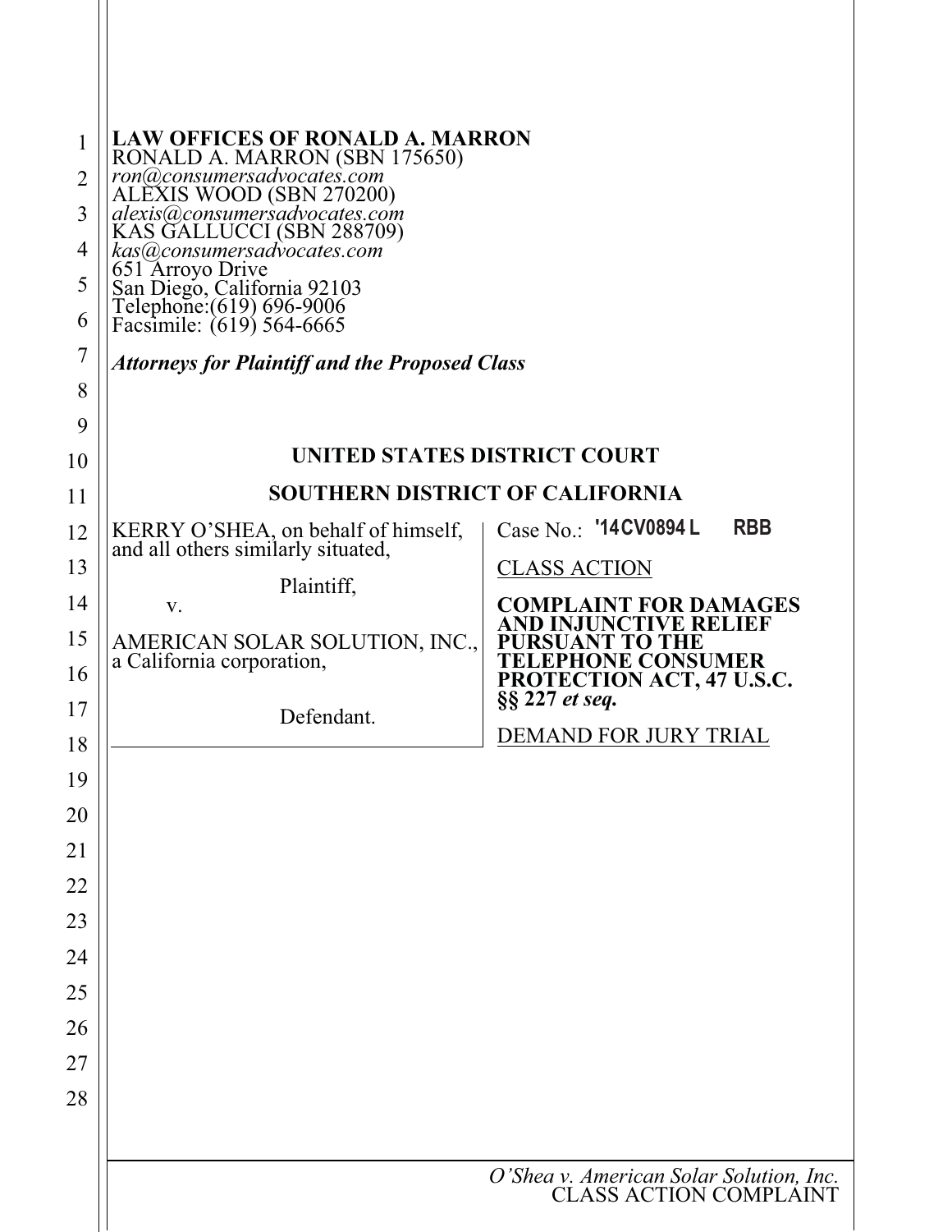**LAW OFFICES OF RONALD A. MARRON**
RONALD A. MARRON (SBN 175650)
*ron@consumersadvocates.com*
ALEXIS WOOD (SBN 270200)
*alexis@consumersadvocates.com*
KAS GALLUCCI (SBN 288709)
*kas@consumersadvocates.com*
651 Arroyo Drive
San Diego, California 92103
Telephone:(619) 696-9006
Facsimile: (619) 564-6665

***Attorneys for Plaintiff and the Proposed Class***

**UNITED STATES DISTRICT COURT**

**SOUTHERN DISTRICT OF CALIFORNIA**

KERRY O'SHEA, on behalf of himself, and all others similarly situated,

Plaintiff,

v.

AMERICAN SOLAR SOLUTION, INC., a California corporation,

Defendant.

Case No.: **'14CV0894 L RBB**

CLASS ACTION

**COMPLAINT FOR DAMAGES AND INJUNCTIVE RELIEF PURSUANT TO THE TELEPHONE CONSUMER PROTECTION ACT, 47 U.S.C. §§ 227 *et seq.***

DEMAND FOR JURY TRIAL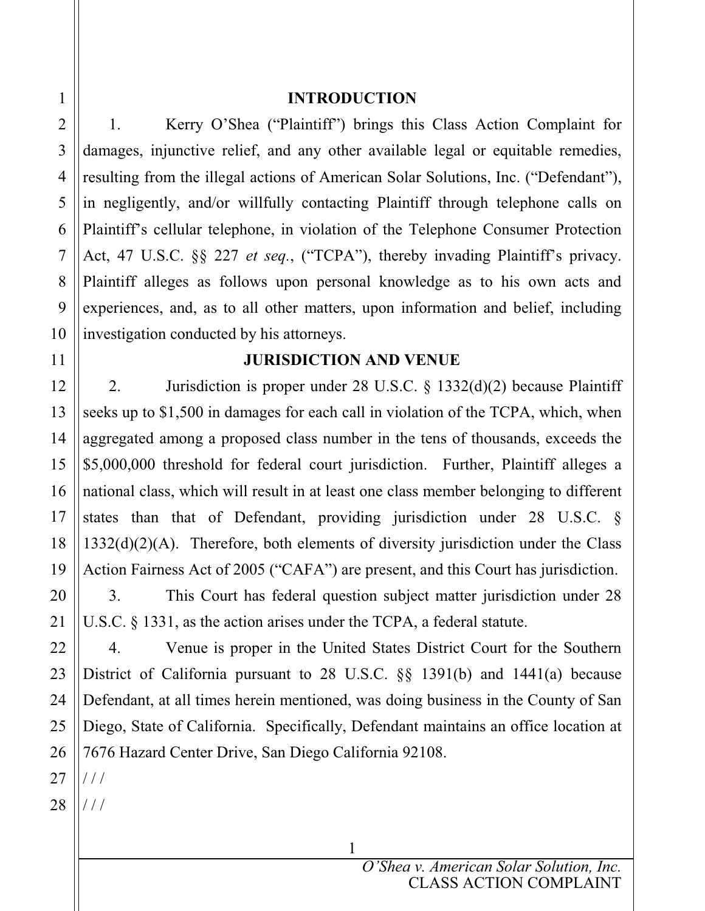## INTRODUCTION

1. Kerry O'Shea ("Plaintiff") brings this Class Action Complaint for damages, injunctive relief, and any other available legal or equitable remedies, resulting from the illegal actions of American Solar Solutions, Inc. ("Defendant"), in negligently, and/or willfully contacting Plaintiff through telephone calls on Plaintiff's cellular telephone, in violation of the Telephone Consumer Protection Act, 47 U.S.C. §§ 227 *et seq.*, ("TCPA"), thereby invading Plaintiff's privacy. Plaintiff alleges as follows upon personal knowledge as to his own acts and experiences, and, as to all other matters, upon information and belief, including investigation conducted by his attorneys.

## JURISDICTION AND VENUE

2. Jurisdiction is proper under 28 U.S.C. § 1332(d)(2) because Plaintiff seeks up to $1,500 in damages for each call in violation of the TCPA, which, when aggregated among a proposed class number in the tens of thousands, exceeds the $5,000,000 threshold for federal court jurisdiction. Further, Plaintiff alleges a national class, which will result in at least one class member belonging to different states than that of Defendant, providing jurisdiction under 28 U.S.C. § 1332(d)(2)(A). Therefore, both elements of diversity jurisdiction under the Class Action Fairness Act of 2005 ("CAFA") are present, and this Court has jurisdiction.

3. This Court has federal question subject matter jurisdiction under 28 U.S.C. § 1331, as the action arises under the TCPA, a federal statute.

4. Venue is proper in the United States District Court for the Southern District of California pursuant to 28 U.S.C. §§ 1391(b) and 1441(a) because Defendant, at all times herein mentioned, was doing business in the County of San Diego, State of California. Specifically, Defendant maintains an office location at 7676 Hazard Center Drive, San Diego California 92108.

/ / /

/ / /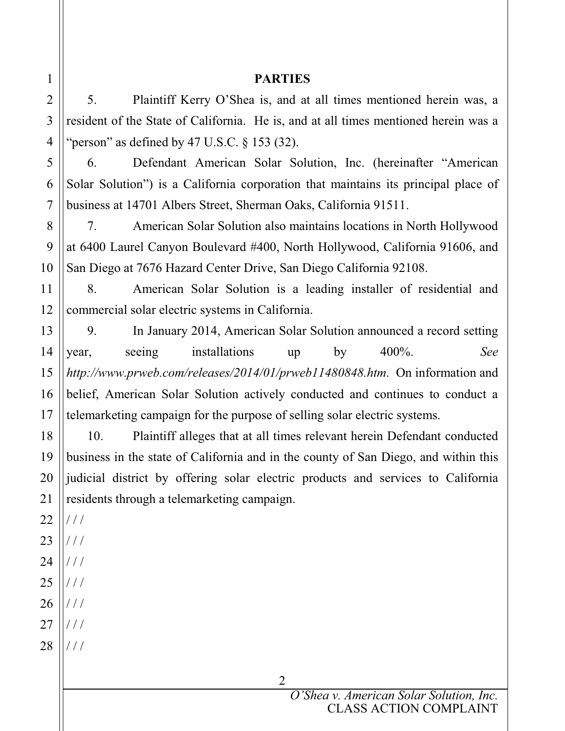## PARTIES

5. Plaintiff Kerry O'Shea is, and at all times mentioned herein was, a resident of the State of California. He is, and at all times mentioned herein was a "person" as defined by 47 U.S.C. § 153 (32).

6. Defendant American Solar Solution, Inc. (hereinafter "American Solar Solution") is a California corporation that maintains its principal place of business at 14701 Albers Street, Sherman Oaks, California 91511.

7. American Solar Solution also maintains locations in North Hollywood at 6400 Laurel Canyon Boulevard #400, North Hollywood, California 91606, and San Diego at 7676 Hazard Center Drive, San Diego California 92108.

8. American Solar Solution is a leading installer of residential and commercial solar electric systems in California.

9. In January 2014, American Solar Solution announced a record setting year, seeing installations up by 400%. *See http://www.prweb.com/releases/2014/01/prweb11480848.htm*. On information and belief, American Solar Solution actively conducted and continues to conduct a telemarketing campaign for the purpose of selling solar electric systems.

10. Plaintiff alleges that at all times relevant herein Defendant conducted business in the state of California and in the county of San Diego, and within this judicial district by offering solar electric products and services to California residents through a telemarketing campaign.

/ / /

/ / /

/ / /

/ / /

/ / /

/ / /

/ / /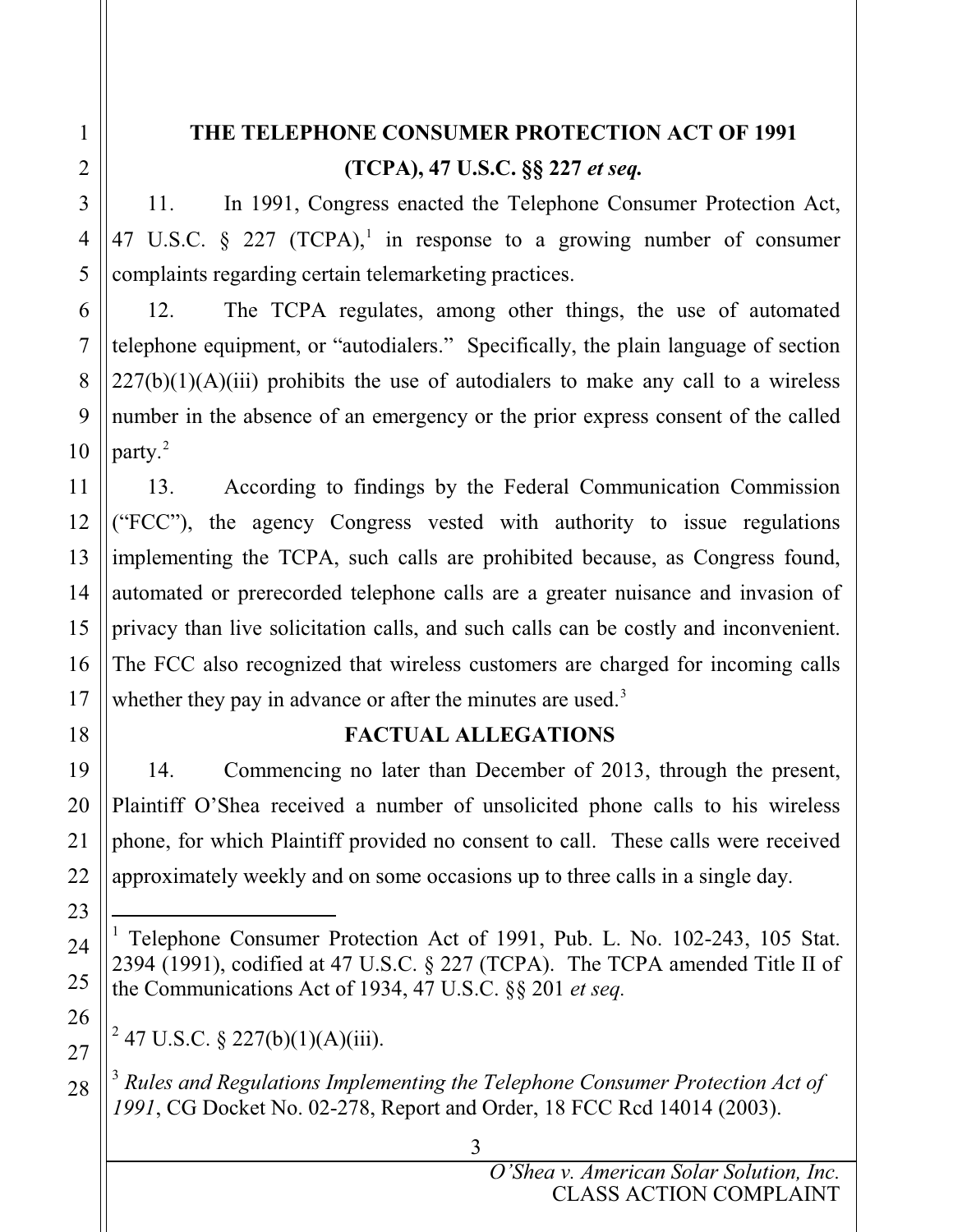## THE TELEPHONE CONSUMER PROTECTION ACT OF 1991 (TCPA), 47 U.S.C. §§ 227 *et seq.*

11. In 1991, Congress enacted the Telephone Consumer Protection Act, 47 U.S.C. § 227 (TCPA),[1] in response to a growing number of consumer complaints regarding certain telemarketing practices.

12. The TCPA regulates, among other things, the use of automated telephone equipment, or "autodialers." Specifically, the plain language of section 227(b)(1)(A)(iii) prohibits the use of autodialers to make any call to a wireless number in the absence of an emergency or the prior express consent of the called party.[2]

13. According to findings by the Federal Communication Commission ("FCC"), the agency Congress vested with authority to issue regulations implementing the TCPA, such calls are prohibited because, as Congress found, automated or prerecorded telephone calls are a greater nuisance and invasion of privacy than live solicitation calls, and such calls can be costly and inconvenient. The FCC also recognized that wireless customers are charged for incoming calls whether they pay in advance or after the minutes are used.[3]

## FACTUAL ALLEGATIONS

14. Commencing no later than December of 2013, through the present, Plaintiff O'Shea received a number of unsolicited phone calls to his wireless phone, for which Plaintiff provided no consent to call. These calls were received approximately weekly and on some occasions up to three calls in a single day.

---

[1] Telephone Consumer Protection Act of 1991, Pub. L. No. 102-243, 105 Stat. 2394 (1991), codified at 47 U.S.C. § 227 (TCPA). The TCPA amended Title II of the Communications Act of 1934, 47 U.S.C. §§ 201 *et seq.*

[2] 47 U.S.C. § 227(b)(1)(A)(iii).

[3] *Rules and Regulations Implementing the Telephone Consumer Protection Act of 1991*, CG Docket No. 02-278, Report and Order, 18 FCC Rcd 14014 (2003).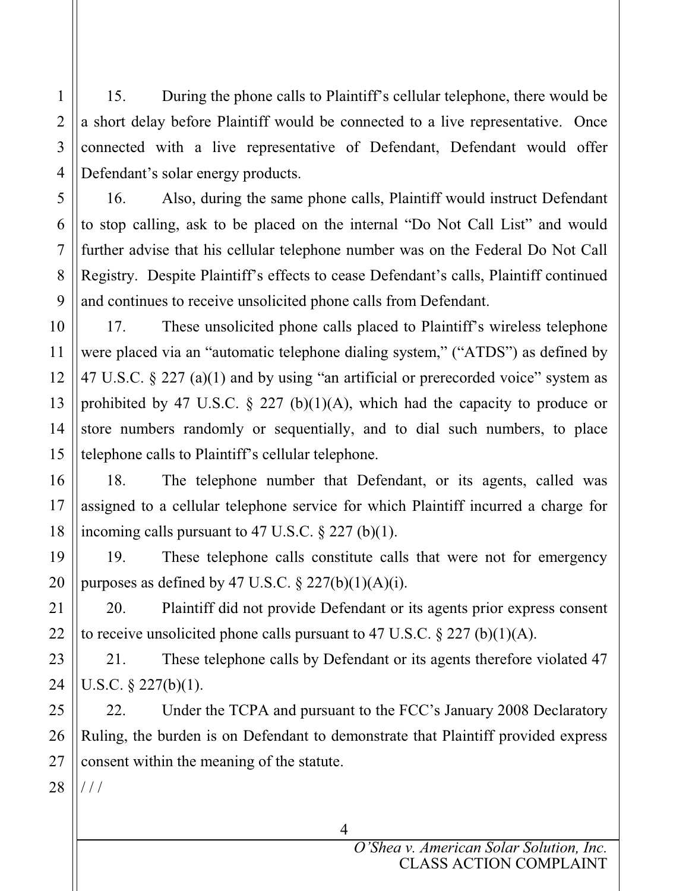15. During the phone calls to Plaintiff's cellular telephone, there would be a short delay before Plaintiff would be connected to a live representative. Once connected with a live representative of Defendant, Defendant would offer Defendant's solar energy products.

16. Also, during the same phone calls, Plaintiff would instruct Defendant to stop calling, ask to be placed on the internal "Do Not Call List" and would further advise that his cellular telephone number was on the Federal Do Not Call Registry. Despite Plaintiff's effects to cease Defendant's calls, Plaintiff continued and continues to receive unsolicited phone calls from Defendant.

17. These unsolicited phone calls placed to Plaintiff's wireless telephone were placed via an "automatic telephone dialing system," ("ATDS") as defined by 47 U.S.C. § 227 (a)(1) and by using "an artificial or prerecorded voice" system as prohibited by 47 U.S.C. § 227 (b)(1)(A), which had the capacity to produce or store numbers randomly or sequentially, and to dial such numbers, to place telephone calls to Plaintiff's cellular telephone.

18. The telephone number that Defendant, or its agents, called was assigned to a cellular telephone service for which Plaintiff incurred a charge for incoming calls pursuant to 47 U.S.C. § 227 (b)(1).

19. These telephone calls constitute calls that were not for emergency purposes as defined by 47 U.S.C. § 227(b)(1)(A)(i).

20. Plaintiff did not provide Defendant or its agents prior express consent to receive unsolicited phone calls pursuant to 47 U.S.C. § 227 (b)(1)(A).

21. These telephone calls by Defendant or its agents therefore violated 47 U.S.C. § 227(b)(1).

22. Under the TCPA and pursuant to the FCC's January 2008 Declaratory Ruling, the burden is on Defendant to demonstrate that Plaintiff provided express consent within the meaning of the statute.

/ / /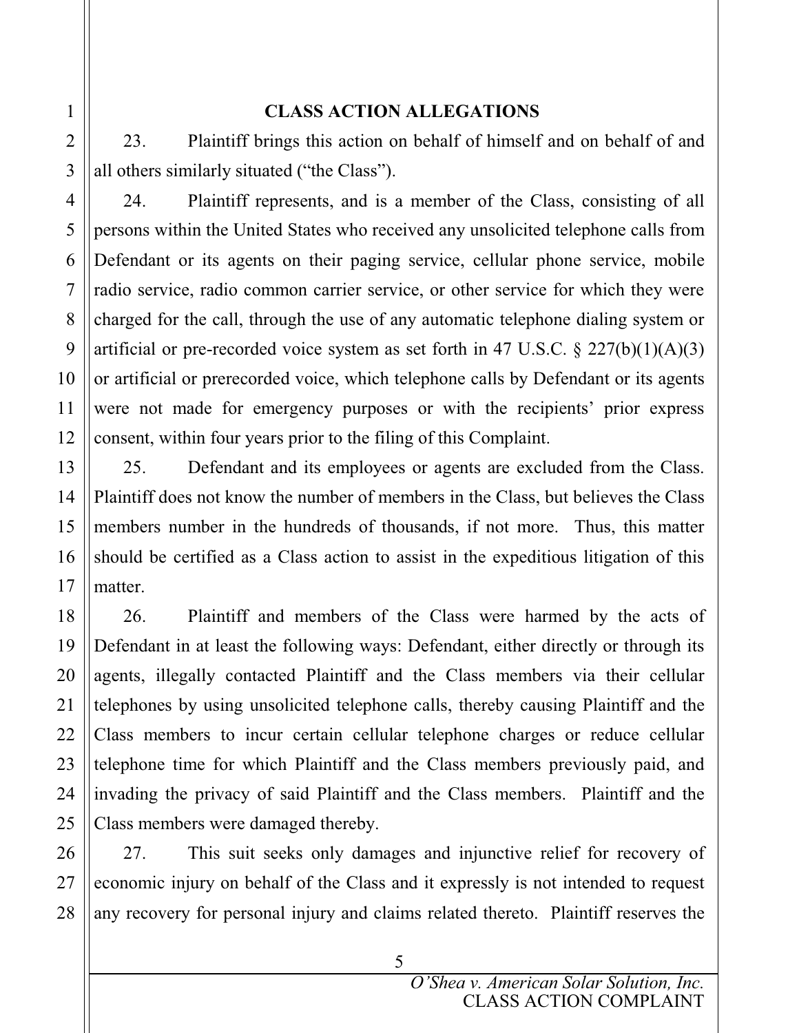## CLASS ACTION ALLEGATIONS

23. Plaintiff brings this action on behalf of himself and on behalf of and all others similarly situated ("the Class").

24. Plaintiff represents, and is a member of the Class, consisting of all persons within the United States who received any unsolicited telephone calls from Defendant or its agents on their paging service, cellular phone service, mobile radio service, radio common carrier service, or other service for which they were charged for the call, through the use of any automatic telephone dialing system or artificial or pre-recorded voice system as set forth in 47 U.S.C. § 227(b)(1)(A)(3) or artificial or prerecorded voice, which telephone calls by Defendant or its agents were not made for emergency purposes or with the recipients' prior express consent, within four years prior to the filing of this Complaint.

25. Defendant and its employees or agents are excluded from the Class. Plaintiff does not know the number of members in the Class, but believes the Class members number in the hundreds of thousands, if not more. Thus, this matter should be certified as a Class action to assist in the expeditious litigation of this matter.

26. Plaintiff and members of the Class were harmed by the acts of Defendant in at least the following ways: Defendant, either directly or through its agents, illegally contacted Plaintiff and the Class members via their cellular telephones by using unsolicited telephone calls, thereby causing Plaintiff and the Class members to incur certain cellular telephone charges or reduce cellular telephone time for which Plaintiff and the Class members previously paid, and invading the privacy of said Plaintiff and the Class members. Plaintiff and the Class members were damaged thereby.

27. This suit seeks only damages and injunctive relief for recovery of economic injury on behalf of the Class and it expressly is not intended to request any recovery for personal injury and claims related thereto. Plaintiff reserves the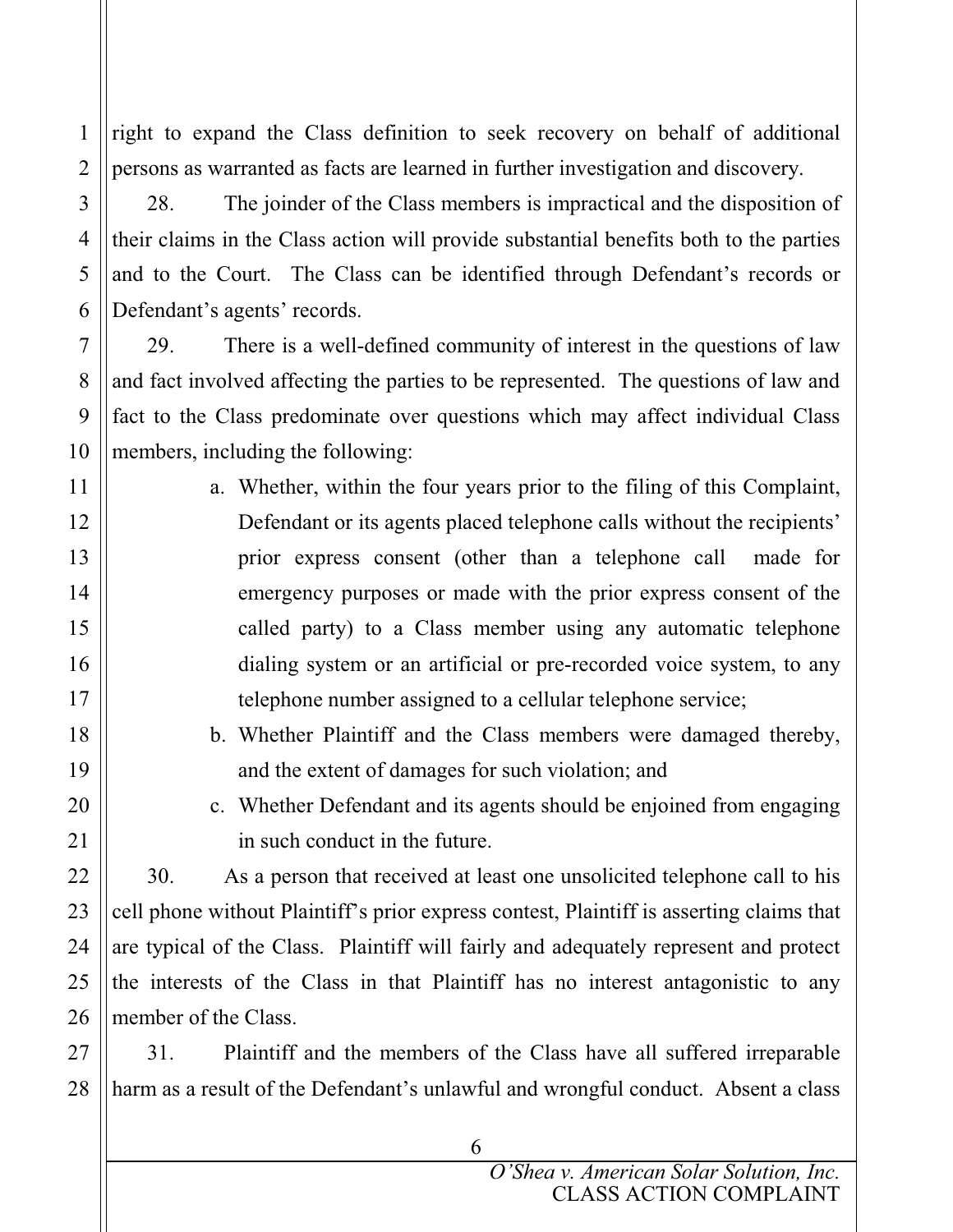right to expand the Class definition to seek recovery on behalf of additional persons as warranted as facts are learned in further investigation and discovery.

28. The joinder of the Class members is impractical and the disposition of their claims in the Class action will provide substantial benefits both to the parties and to the Court. The Class can be identified through Defendant's records or Defendant's agents' records.

29. There is a well-defined community of interest in the questions of law and fact involved affecting the parties to be represented. The questions of law and fact to the Class predominate over questions which may affect individual Class members, including the following:

a. Whether, within the four years prior to the filing of this Complaint, Defendant or its agents placed telephone calls without the recipients' prior express consent (other than a telephone call made for emergency purposes or made with the prior express consent of the called party) to a Class member using any automatic telephone dialing system or an artificial or pre-recorded voice system, to any telephone number assigned to a cellular telephone service;

b. Whether Plaintiff and the Class members were damaged thereby, and the extent of damages for such violation; and

c. Whether Defendant and its agents should be enjoined from engaging in such conduct in the future.

30. As a person that received at least one unsolicited telephone call to his cell phone without Plaintiff's prior express contest, Plaintiff is asserting claims that are typical of the Class. Plaintiff will fairly and adequately represent and protect the interests of the Class in that Plaintiff has no interest antagonistic to any member of the Class.

31. Plaintiff and the members of the Class have all suffered irreparable harm as a result of the Defendant's unlawful and wrongful conduct. Absent a class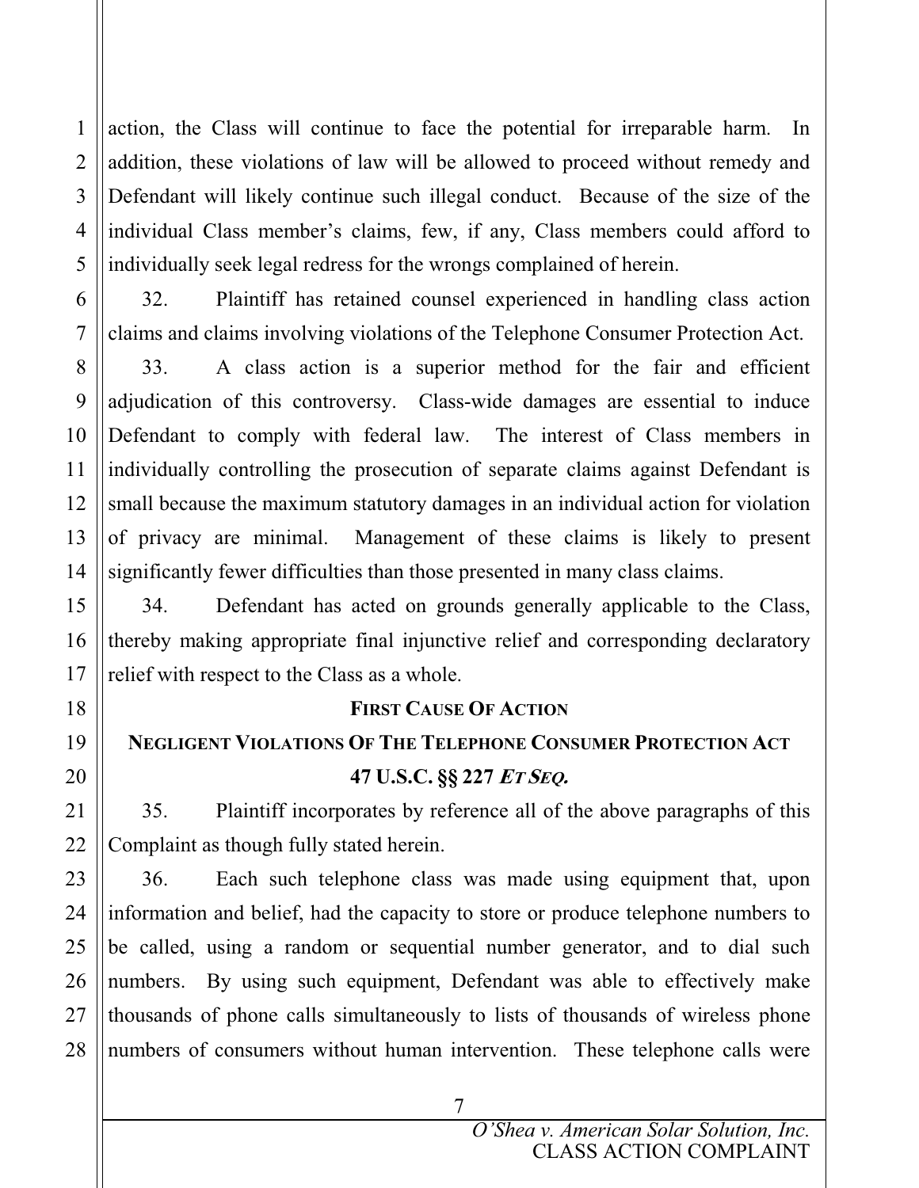action, the Class will continue to face the potential for irreparable harm. In addition, these violations of law will be allowed to proceed without remedy and Defendant will likely continue such illegal conduct. Because of the size of the individual Class member's claims, few, if any, Class members could afford to individually seek legal redress for the wrongs complained of herein.

32. Plaintiff has retained counsel experienced in handling class action claims and claims involving violations of the Telephone Consumer Protection Act.

33. A class action is a superior method for the fair and efficient adjudication of this controversy. Class-wide damages are essential to induce Defendant to comply with federal law. The interest of Class members in individually controlling the prosecution of separate claims against Defendant is small because the maximum statutory damages in an individual action for violation of privacy are minimal. Management of these claims is likely to present significantly fewer difficulties than those presented in many class claims.

34. Defendant has acted on grounds generally applicable to the Class, thereby making appropriate final injunctive relief and corresponding declaratory relief with respect to the Class as a whole.

**FIRST CAUSE OF ACTION**

**NEGLIGENT VIOLATIONS OF THE TELEPHONE CONSUMER PROTECTION ACT**

**47 U.S.C. §§ 227 *ET SEQ.***

35. Plaintiff incorporates by reference all of the above paragraphs of this Complaint as though fully stated herein.

36. Each such telephone class was made using equipment that, upon information and belief, had the capacity to store or produce telephone numbers to be called, using a random or sequential number generator, and to dial such numbers. By using such equipment, Defendant was able to effectively make thousands of phone calls simultaneously to lists of thousands of wireless phone numbers of consumers without human intervention. These telephone calls were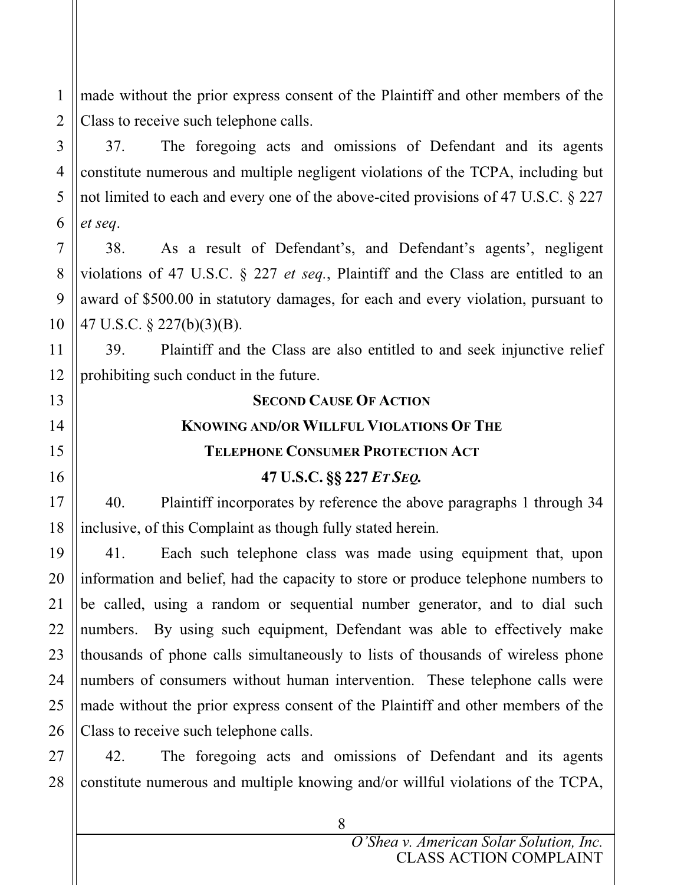made without the prior express consent of the Plaintiff and other members of the Class to receive such telephone calls.

37. The foregoing acts and omissions of Defendant and its agents constitute numerous and multiple negligent violations of the TCPA, including but not limited to each and every one of the above-cited provisions of 47 U.S.C. § 227 *et seq*.

38. As a result of Defendant's, and Defendant's agents', negligent violations of 47 U.S.C. § 227 *et seq.*, Plaintiff and the Class are entitled to an award of $500.00 in statutory damages, for each and every violation, pursuant to 47 U.S.C. § 227(b)(3)(B).

39. Plaintiff and the Class are also entitled to and seek injunctive relief prohibiting such conduct in the future.

## SECOND CAUSE OF ACTION

## KNOWING AND/OR WILLFUL VIOLATIONS OF THE TELEPHONE CONSUMER PROTECTION ACT

## 47 U.S.C. §§ 227 *ET SEQ.*

40. Plaintiff incorporates by reference the above paragraphs 1 through 34 inclusive, of this Complaint as though fully stated herein.

41. Each such telephone class was made using equipment that, upon information and belief, had the capacity to store or produce telephone numbers to be called, using a random or sequential number generator, and to dial such numbers. By using such equipment, Defendant was able to effectively make thousands of phone calls simultaneously to lists of thousands of wireless phone numbers of consumers without human intervention. These telephone calls were made without the prior express consent of the Plaintiff and other members of the Class to receive such telephone calls.

42. The foregoing acts and omissions of Defendant and its agents constitute numerous and multiple knowing and/or willful violations of the TCPA,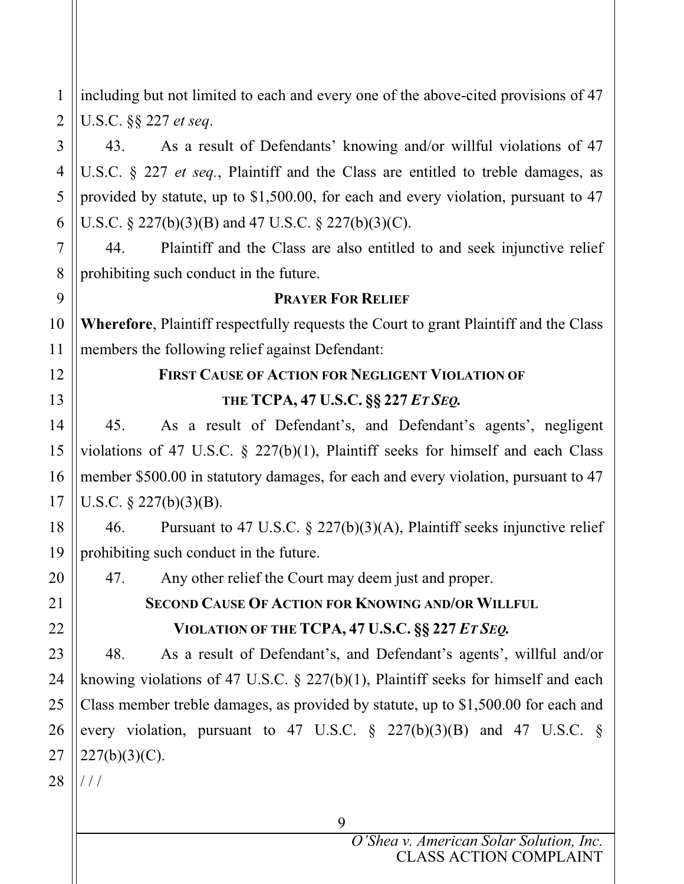including but not limited to each and every one of the above-cited provisions of 47 U.S.C. §§ 227 *et seq*.

43. As a result of Defendants' knowing and/or willful violations of 47 U.S.C. § 227 *et seq.*, Plaintiff and the Class are entitled to treble damages, as provided by statute, up to $1,500.00, for each and every violation, pursuant to 47 U.S.C. § 227(b)(3)(B) and 47 U.S.C. § 227(b)(3)(C).

44. Plaintiff and the Class are also entitled to and seek injunctive relief prohibiting such conduct in the future.

## PRAYER FOR RELIEF

**Wherefore**, Plaintiff respectfully requests the Court to grant Plaintiff and the Class members the following relief against Defendant:

### FIRST CAUSE OF ACTION FOR NEGLIGENT VIOLATION OF THE TCPA, 47 U.S.C. §§ 227 *ET SEQ.*

45. As a result of Defendant's, and Defendant's agents', negligent violations of 47 U.S.C. § 227(b)(1), Plaintiff seeks for himself and each Class member $500.00 in statutory damages, for each and every violation, pursuant to 47 U.S.C. § 227(b)(3)(B).

46. Pursuant to 47 U.S.C. § 227(b)(3)(A), Plaintiff seeks injunctive relief prohibiting such conduct in the future.

47. Any other relief the Court may deem just and proper.

### SECOND CAUSE OF ACTION FOR KNOWING AND/OR WILLFUL VIOLATION OF THE TCPA, 47 U.S.C. §§ 227 *ET SEQ.*

48. As a result of Defendant's, and Defendant's agents', willful and/or knowing violations of 47 U.S.C. § 227(b)(1), Plaintiff seeks for himself and each Class member treble damages, as provided by statute, up to $1,500.00 for each and every violation, pursuant to 47 U.S.C. § 227(b)(3)(B) and 47 U.S.C. § 227(b)(3)(C).

/ / /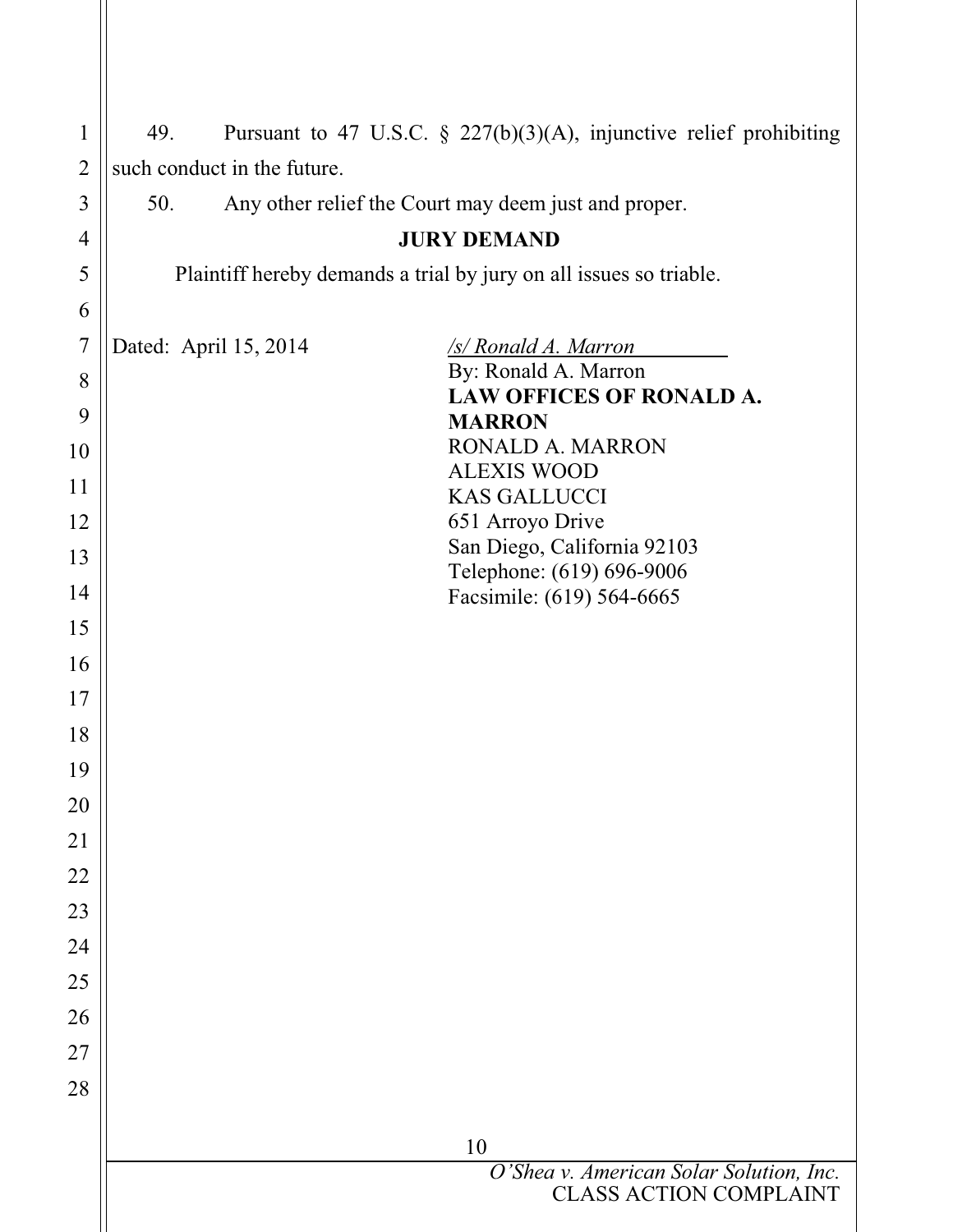49. Pursuant to 47 U.S.C. § 227(b)(3)(A), injunctive relief prohibiting such conduct in the future.

50. Any other relief the Court may deem just and proper.

**JURY DEMAND**

Plaintiff hereby demands a trial by jury on all issues so triable.

Dated: April 15, 2014

*/s/ Ronald A. Marron*
By: Ronald A. Marron
**LAW OFFICES OF RONALD A. MARRON**
RONALD A. MARRON
ALEXIS WOOD
KAS GALLUCCI
651 Arroyo Drive
San Diego, California 92103
Telephone: (619) 696-9006
Facsimile: (619) 564-6665